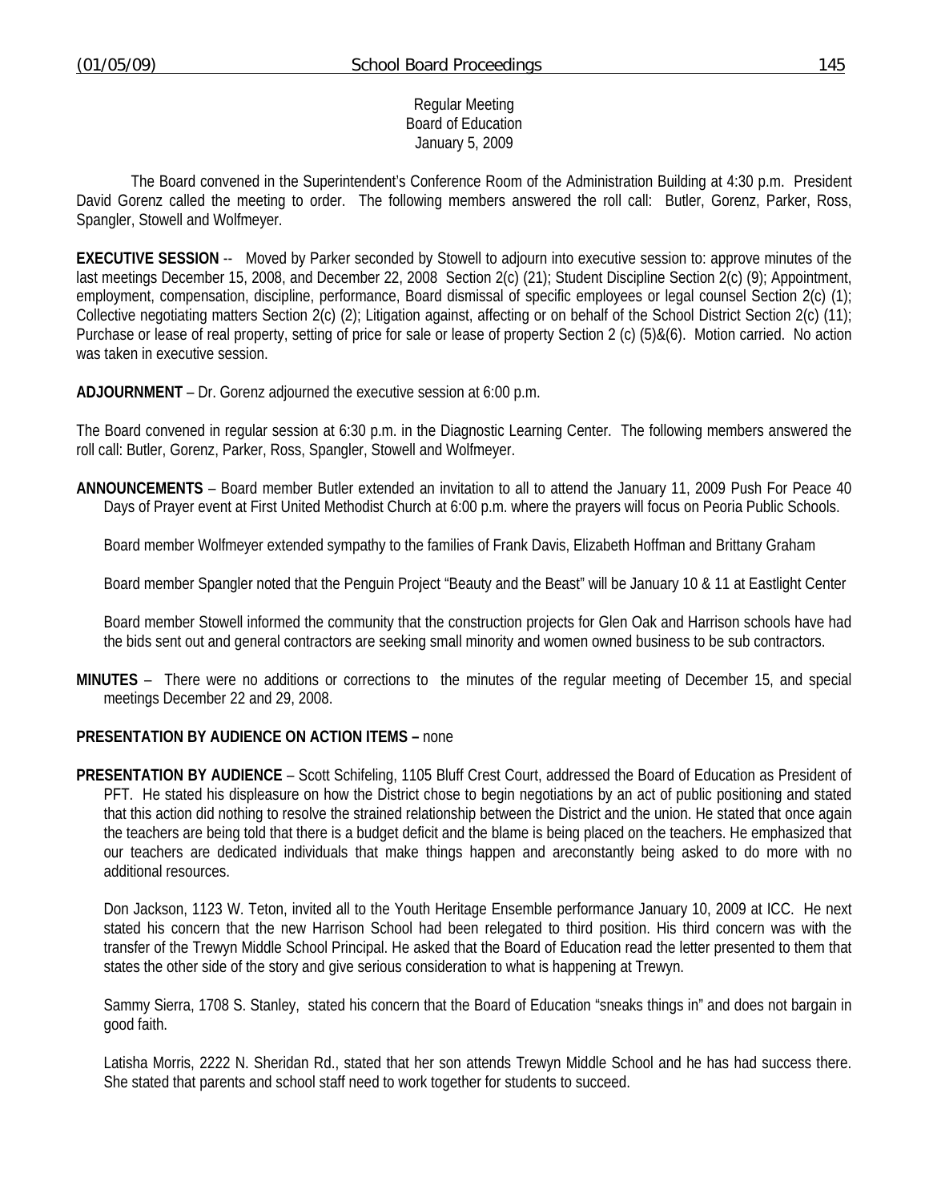Regular Meeting
Board of Education
January 5, 2009

The Board convened in the Superintendent's Conference Room of the Administration Building at 4:30 p.m. President David Gorenz called the meeting to order. The following members answered the roll call: Butler, Gorenz, Parker, Ross, Spangler, Stowell and Wolfmeyer.

**EXECUTIVE SESSION** -- Moved by Parker seconded by Stowell to adjourn into executive session to: approve minutes of the last meetings December 15, 2008, and December 22, 2008 Section 2(c) (21); Student Discipline Section 2(c) (9); Appointment, employment, compensation, discipline, performance, Board dismissal of specific employees or legal counsel Section 2(c) (1); Collective negotiating matters Section 2(c) (2); Litigation against, affecting or on behalf of the School District Section 2(c) (11); Purchase or lease of real property, setting of price for sale or lease of property Section 2 (c) (5)&(6). Motion carried. No action was taken in executive session.

**ADJOURNMENT** – Dr. Gorenz adjourned the executive session at 6:00 p.m.

The Board convened in regular session at 6:30 p.m. in the Diagnostic Learning Center. The following members answered the roll call: Butler, Gorenz, Parker, Ross, Spangler, Stowell and Wolfmeyer.

**ANNOUNCEMENTS** – Board member Butler extended an invitation to all to attend the January 11, 2009 Push For Peace 40 Days of Prayer event at First United Methodist Church at 6:00 p.m. where the prayers will focus on Peoria Public Schools.

Board member Wolfmeyer extended sympathy to the families of Frank Davis, Elizabeth Hoffman and Brittany Graham

Board member Spangler noted that the Penguin Project "Beauty and the Beast" will be January 10 & 11 at Eastlight Center

Board member Stowell informed the community that the construction projects for Glen Oak and Harrison schools have had the bids sent out and general contractors are seeking small minority and women owned business to be sub contractors.

**MINUTES** – There were no additions or corrections to the minutes of the regular meeting of December 15, and special meetings December 22 and 29, 2008.

**PRESENTATION BY AUDIENCE ON ACTION ITEMS –** none

**PRESENTATION BY AUDIENCE** – Scott Schifeling, 1105 Bluff Crest Court, addressed the Board of Education as President of PFT. He stated his displeasure on how the District chose to begin negotiations by an act of public positioning and stated that this action did nothing to resolve the strained relationship between the District and the union. He stated that once again the teachers are being told that there is a budget deficit and the blame is being placed on the teachers. He emphasized that our teachers are dedicated individuals that make things happen and areconstantly being asked to do more with no additional resources.

Don Jackson, 1123 W. Teton, invited all to the Youth Heritage Ensemble performance January 10, 2009 at ICC. He next stated his concern that the new Harrison School had been relegated to third position. His third concern was with the transfer of the Trewyn Middle School Principal. He asked that the Board of Education read the letter presented to them that states the other side of the story and give serious consideration to what is happening at Trewyn.

Sammy Sierra, 1708 S. Stanley, stated his concern that the Board of Education "sneaks things in" and does not bargain in good faith.

Latisha Morris, 2222 N. Sheridan Rd., stated that her son attends Trewyn Middle School and he has had success there. She stated that parents and school staff need to work together for students to succeed.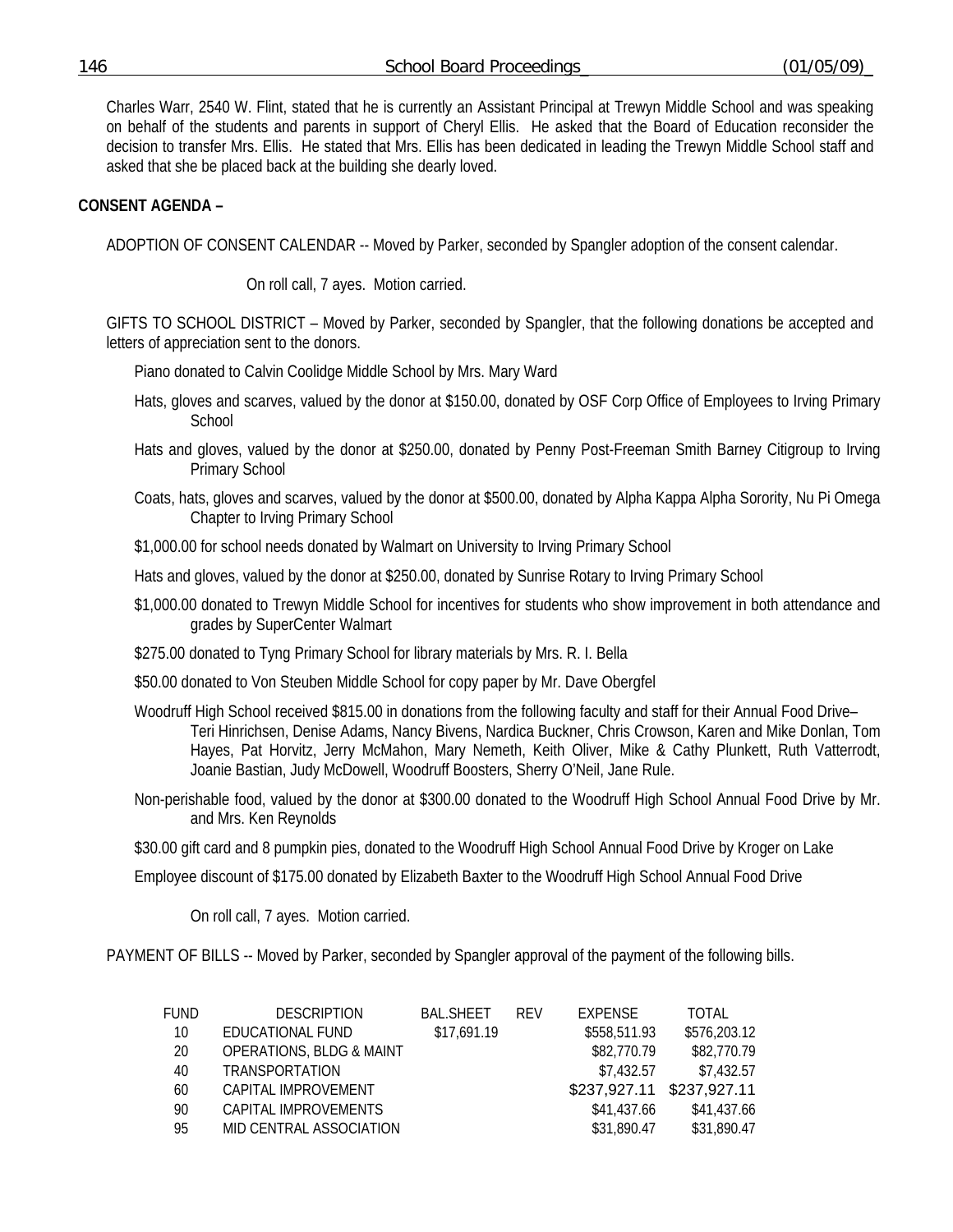Charles Warr, 2540 W. Flint, stated that he is currently an Assistant Principal at Trewyn Middle School and was speaking on behalf of the students and parents in support of Cheryl Ellis. He asked that the Board of Education reconsider the decision to transfer Mrs. Ellis. He stated that Mrs. Ellis has been dedicated in leading the Trewyn Middle School staff and asked that she be placed back at the building she dearly loved.

**CONSENT AGENDA –**

ADOPTION OF CONSENT CALENDAR -- Moved by Parker, seconded by Spangler adoption of the consent calendar.

On roll call, 7 ayes. Motion carried.

GIFTS TO SCHOOL DISTRICT – Moved by Parker, seconded by Spangler, that the following donations be accepted and letters of appreciation sent to the donors.

Piano donated to Calvin Coolidge Middle School by Mrs. Mary Ward

Hats, gloves and scarves, valued by the donor at $150.00, donated by OSF Corp Office of Employees to Irving Primary School

Hats and gloves, valued by the donor at $250.00, donated by Penny Post-Freeman Smith Barney Citigroup to Irving Primary School

Coats, hats, gloves and scarves, valued by the donor at $500.00, donated by Alpha Kappa Alpha Sorority, Nu Pi Omega Chapter to Irving Primary School

$1,000.00 for school needs donated by Walmart on University to Irving Primary School

Hats and gloves, valued by the donor at $250.00, donated by Sunrise Rotary to Irving Primary School

$1,000.00 donated to Trewyn Middle School for incentives for students who show improvement in both attendance and grades by SuperCenter Walmart

$275.00 donated to Tyng Primary School for library materials by Mrs. R. I. Bella

$50.00 donated to Von Steuben Middle School for copy paper by Mr. Dave Obergfel

Woodruff High School received $815.00 in donations from the following faculty and staff for their Annual Food Drive– Teri Hinrichsen, Denise Adams, Nancy Bivens, Nardica Buckner, Chris Crowson, Karen and Mike Donlan, Tom Hayes, Pat Horvitz, Jerry McMahon, Mary Nemeth, Keith Oliver, Mike & Cathy Plunkett, Ruth Vatterrodt, Joanie Bastian, Judy McDowell, Woodruff Boosters, Sherry O'Neil, Jane Rule.

Non-perishable food, valued by the donor at $300.00 donated to the Woodruff High School Annual Food Drive by Mr. and Mrs. Ken Reynolds

$30.00 gift card and 8 pumpkin pies, donated to the Woodruff High School Annual Food Drive by Kroger on Lake

Employee discount of $175.00 donated by Elizabeth Baxter to the Woodruff High School Annual Food Drive

On roll call, 7 ayes. Motion carried.

PAYMENT OF BILLS -- Moved by Parker, seconded by Spangler approval of the payment of the following bills.

| FUND | DESCRIPTION | BAL.SHEET | REV | EXPENSE | TOTAL |
|---|---|---|---|---|---|
| 10 | EDUCATIONAL FUND | $17,691.19 | | $558,511.93 | $576,203.12 |
| 20 | OPERATIONS, BLDG & MAINT | | | $82,770.79 | $82,770.79 |
| 40 | TRANSPORTATION | | | $7,432.57 | $7,432.57 |
| 60 | CAPITAL IMPROVEMENT | | | $237,927.11 | $237,927.11 |
| 90 | CAPITAL IMPROVEMENTS | | | $41,437.66 | $41,437.66 |
| 95 | MID CENTRAL ASSOCIATION | | | $31,890.47 | $31,890.47 |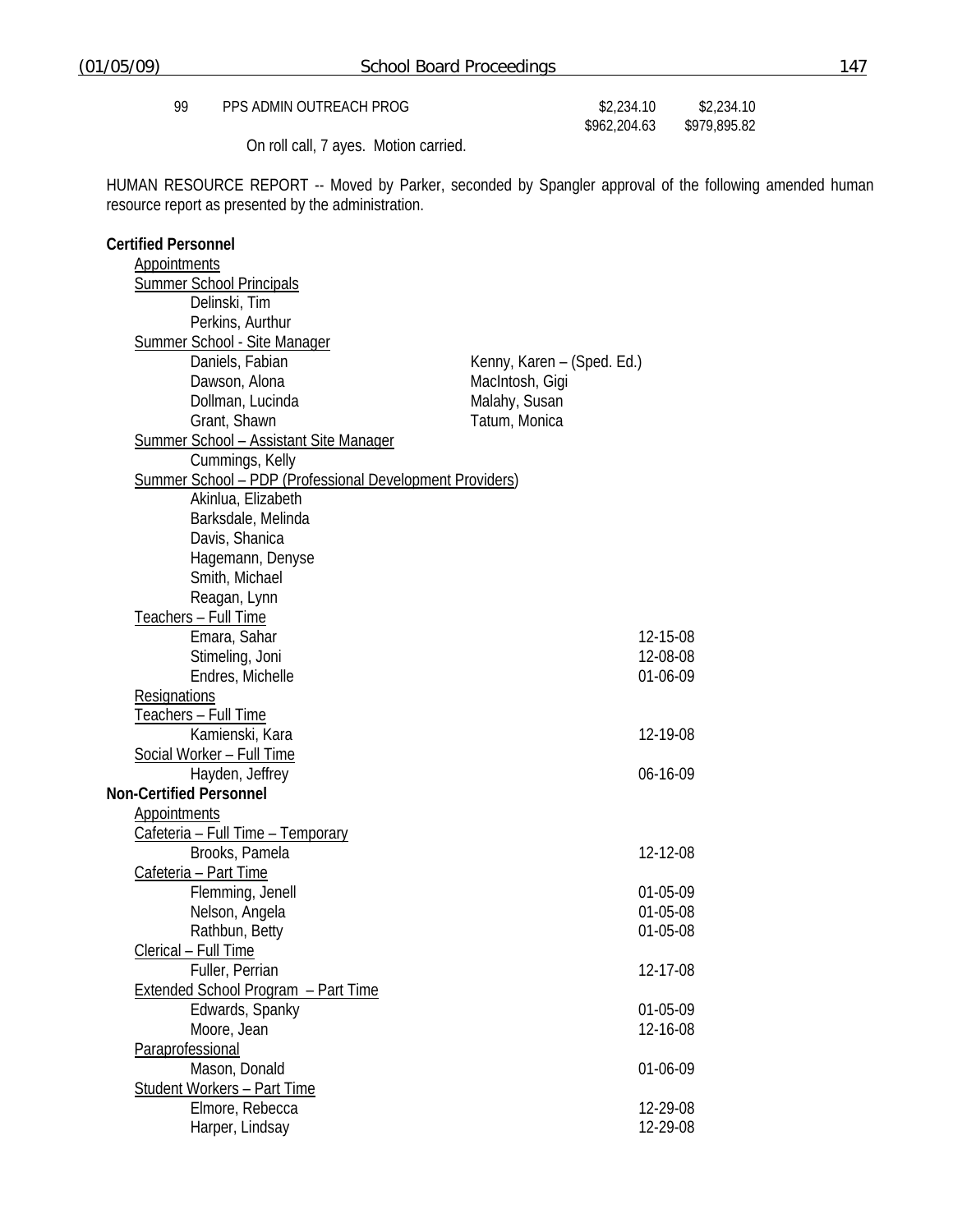| | | | |
|---|---|---|---|
| 99 | PPS ADMIN OUTREACH PROG | $2,234.10 | $2,234.10 |
| | | $962,204.63 | $979,895.82 |

On roll call, 7 ayes. Motion carried.

HUMAN RESOURCE REPORT -- Moved by Parker, seconded by Spangler approval of the following amended human resource report as presented by the administration.

**Certified Personnel**

Appointments

Summer School Principals

- Delinski, Tim
- Perkins, Aurthur

Summer School - Site Manager

- Daniels, Fabian
- Dawson, Alona
- Dollman, Lucinda
- Grant, Shawn
- Kenny, Karen – (Sped. Ed.)
- MacIntosh, Gigi
- Malahy, Susan
- Tatum, Monica

Summer School – Assistant Site Manager

- Cummings, Kelly

Summer School – PDP (Professional Development Providers)

- Akinlua, Elizabeth
- Barksdale, Melinda
- Davis, Shanica
- Hagemann, Denyse
- Smith, Michael
- Reagan, Lynn

Teachers – Full Time

| | |
|---|---|
| Emara, Sahar | 12-15-08 |
| Stimeling, Joni | 12-08-08 |
| Endres, Michelle | 01-06-09 |

Resignations

Teachers – Full Time

| | |
|---|---|
| Kamienski, Kara | 12-19-08 |

Social Worker – Full Time

| | |
|---|---|
| Hayden, Jeffrey | 06-16-09 |

**Non-Certified Personnel**

Appointments

Cafeteria – Full Time – Temporary

| | |
|---|---|
| Brooks, Pamela | 12-12-08 |

Cafeteria – Part Time

| | |
|---|---|
| Flemming, Jenell | 01-05-09 |
| Nelson, Angela | 01-05-08 |
| Rathbun, Betty | 01-05-08 |

Clerical – Full Time

| | |
|---|---|
| Fuller, Perrian | 12-17-08 |

Extended School Program – Part Time

| | |
|---|---|
| Edwards, Spanky | 01-05-09 |
| Moore, Jean | 12-16-08 |

Paraprofessional

| | |
|---|---|
| Mason, Donald | 01-06-09 |

Student Workers – Part Time

| | |
|---|---|
| Elmore, Rebecca | 12-29-08 |
| Harper, Lindsay | 12-29-08 |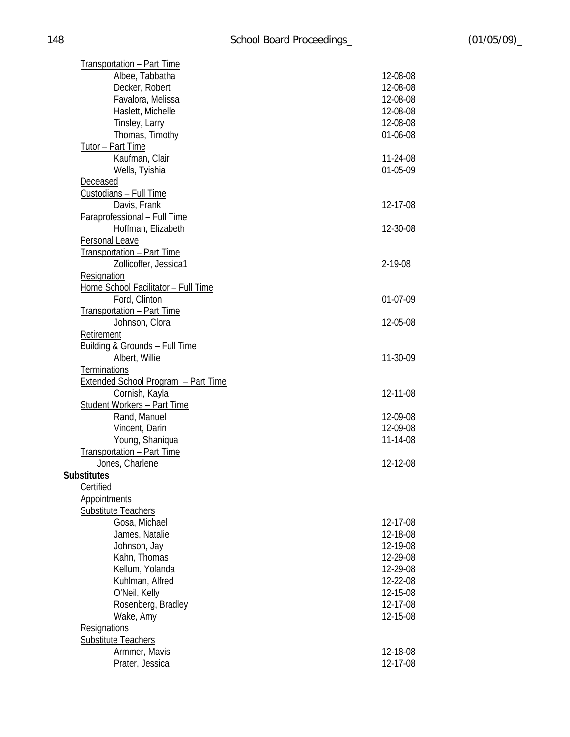Transportation – Part Time

| | |
|---|---|
| Albee, Tabbatha | 12-08-08 |
| Decker, Robert | 12-08-08 |
| Favalora, Melissa | 12-08-08 |
| Haslett, Michelle | 12-08-08 |
| Tinsley, Larry | 12-08-08 |
| Thomas, Timothy | 01-06-08 |

Tutor – Part Time

| | |
|---|---|
| Kaufman, Clair | 11-24-08 |
| Wells, Tyishia | 01-05-09 |

Deceased

Custodians – Full Time

| | |
|---|---|
| Davis, Frank | 12-17-08 |

Paraprofessional – Full Time

| | |
|---|---|
| Hoffman, Elizabeth | 12-30-08 |

Personal Leave

Transportation – Part Time

| | |
|---|---|
| Zollicoffer, Jessica1 | 2-19-08 |

Resignation

Home School Facilitator – Full Time

| | |
|---|---|
| Ford, Clinton | 01-07-09 |

Transportation – Part Time

| | |
|---|---|
| Johnson, Clora | 12-05-08 |

Retirement

Building & Grounds – Full Time

| | |
|---|---|
| Albert, Willie | 11-30-09 |

Terminations

Extended School Program – Part Time

| | |
|---|---|
| Cornish, Kayla | 12-11-08 |

Student Workers – Part Time

| | |
|---|---|
| Rand, Manuel | 12-09-08 |
| Vincent, Darin | 12-09-08 |
| Young, Shaniqua | 11-14-08 |

Transportation – Part Time

| | |
|---|---|
| Jones, Charlene | 12-12-08 |

**Substitutes**

Certified

Appointments

Substitute Teachers

| | |
|---|---|
| Gosa, Michael | 12-17-08 |
| James, Natalie | 12-18-08 |
| Johnson, Jay | 12-19-08 |
| Kahn, Thomas | 12-29-08 |
| Kellum, Yolanda | 12-29-08 |
| Kuhlman, Alfred | 12-22-08 |
| O'Neil, Kelly | 12-15-08 |
| Rosenberg, Bradley | 12-17-08 |
| Wake, Amy | 12-15-08 |

Resignations

Substitute Teachers

| | |
|---|---|
| Armmer, Mavis | 12-18-08 |
| Prater, Jessica | 12-17-08 |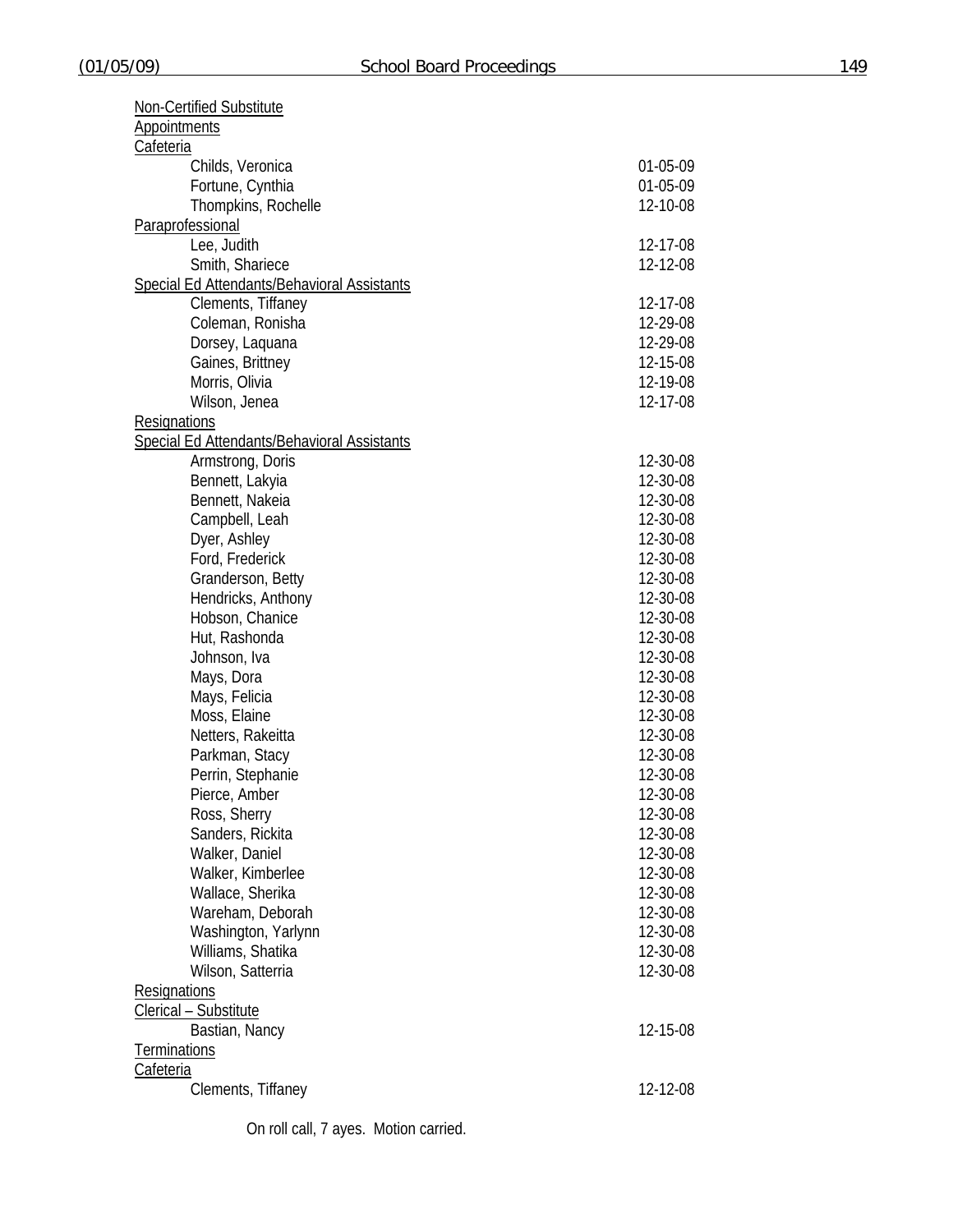Non-Certified Substitute

Appointments

Cafeteria

| | |
|---|---|
| Childs, Veronica | 01-05-09 |
| Fortune, Cynthia | 01-05-09 |
| Thompkins, Rochelle | 12-10-08 |

Paraprofessional

| | |
|---|---|
| Lee, Judith | 12-17-08 |
| Smith, Shariece | 12-12-08 |

Special Ed Attendants/Behavioral Assistants

| | |
|---|---|
| Clements, Tiffaney | 12-17-08 |
| Coleman, Ronisha | 12-29-08 |
| Dorsey, Laquana | 12-29-08 |
| Gaines, Brittney | 12-15-08 |
| Morris, Olivia | 12-19-08 |
| Wilson, Jenea | 12-17-08 |

Resignations

Special Ed Attendants/Behavioral Assistants

| | |
|---|---|
| Armstrong, Doris | 12-30-08 |
| Bennett, Lakyia | 12-30-08 |
| Bennett, Nakeia | 12-30-08 |
| Campbell, Leah | 12-30-08 |
| Dyer, Ashley | 12-30-08 |
| Ford, Frederick | 12-30-08 |
| Granderson, Betty | 12-30-08 |
| Hendricks, Anthony | 12-30-08 |
| Hobson, Chanice | 12-30-08 |
| Hut, Rashonda | 12-30-08 |
| Johnson, Iva | 12-30-08 |
| Mays, Dora | 12-30-08 |
| Mays, Felicia | 12-30-08 |
| Moss, Elaine | 12-30-08 |
| Netters, Rakeitta | 12-30-08 |
| Parkman, Stacy | 12-30-08 |
| Perrin, Stephanie | 12-30-08 |
| Pierce, Amber | 12-30-08 |
| Ross, Sherry | 12-30-08 |
| Sanders, Rickita | 12-30-08 |
| Walker, Daniel | 12-30-08 |
| Walker, Kimberlee | 12-30-08 |
| Wallace, Sherika | 12-30-08 |
| Wareham, Deborah | 12-30-08 |
| Washington, Yarlynn | 12-30-08 |
| Williams, Shatika | 12-30-08 |
| Wilson, Satterria | 12-30-08 |

Resignations

Clerical – Substitute

| | |
|---|---|
| Bastian, Nancy | 12-15-08 |

Terminations

Cafeteria

| | |
|---|---|
| Clements, Tiffaney | 12-12-08 |

On roll call, 7 ayes. Motion carried.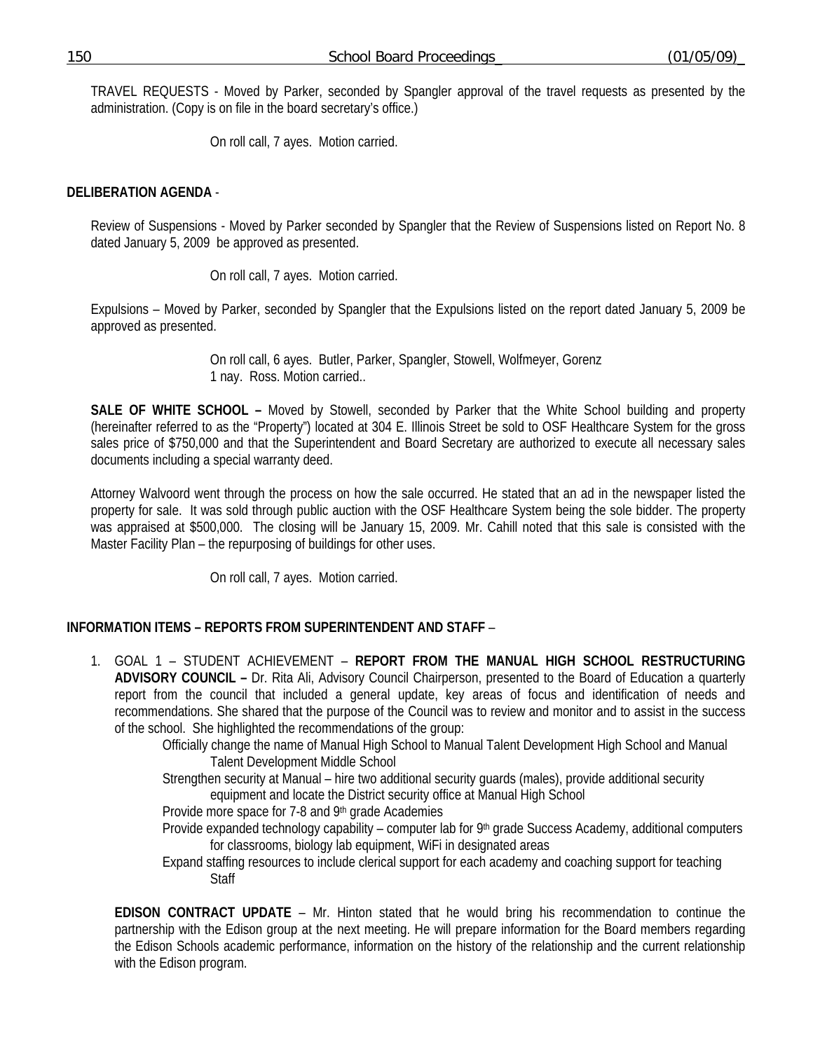TRAVEL REQUESTS - Moved by Parker, seconded by Spangler approval of the travel requests as presented by the administration. (Copy is on file in the board secretary's office.)

On roll call, 7 ayes. Motion carried.

**DELIBERATION AGENDA** -

Review of Suspensions - Moved by Parker seconded by Spangler that the Review of Suspensions listed on Report No. 8 dated January 5, 2009 be approved as presented.

On roll call, 7 ayes. Motion carried.

Expulsions – Moved by Parker, seconded by Spangler that the Expulsions listed on the report dated January 5, 2009 be approved as presented.

On roll call, 6 ayes. Butler, Parker, Spangler, Stowell, Wolfmeyer, Gorenz
1 nay. Ross. Motion carried..

**SALE OF WHITE SCHOOL –** Moved by Stowell, seconded by Parker that the White School building and property (hereinafter referred to as the "Property") located at 304 E. Illinois Street be sold to OSF Healthcare System for the gross sales price of $750,000 and that the Superintendent and Board Secretary are authorized to execute all necessary sales documents including a special warranty deed.

Attorney Walvoord went through the process on how the sale occurred. He stated that an ad in the newspaper listed the property for sale. It was sold through public auction with the OSF Healthcare System being the sole bidder. The property was appraised at $500,000. The closing will be January 15, 2009. Mr. Cahill noted that this sale is consisted with the Master Facility Plan – the repurposing of buildings for other uses.

On roll call, 7 ayes. Motion carried.

**INFORMATION ITEMS – REPORTS FROM SUPERINTENDENT AND STAFF** –

1. GOAL 1 – STUDENT ACHIEVEMENT – **REPORT FROM THE MANUAL HIGH SCHOOL RESTRUCTURING ADVISORY COUNCIL –** Dr. Rita Ali, Advisory Council Chairperson, presented to the Board of Education a quarterly report from the council that included a general update, key areas of focus and identification of needs and recommendations. She shared that the purpose of the Council was to review and monitor and to assist in the success of the school. She highlighted the recommendations of the group:

   Officially change the name of Manual High School to Manual Talent Development High School and Manual Talent Development Middle School

   Strengthen security at Manual – hire two additional security guards (males), provide additional security equipment and locate the District security office at Manual High School

   Provide more space for 7-8 and 9th grade Academies

   Provide expanded technology capability – computer lab for 9th grade Success Academy, additional computers for classrooms, biology lab equipment, WiFi in designated areas

   Expand staffing resources to include clerical support for each academy and coaching support for teaching Staff

   **EDISON CONTRACT UPDATE** – Mr. Hinton stated that he would bring his recommendation to continue the partnership with the Edison group at the next meeting. He will prepare information for the Board members regarding the Edison Schools academic performance, information on the history of the relationship and the current relationship with the Edison program.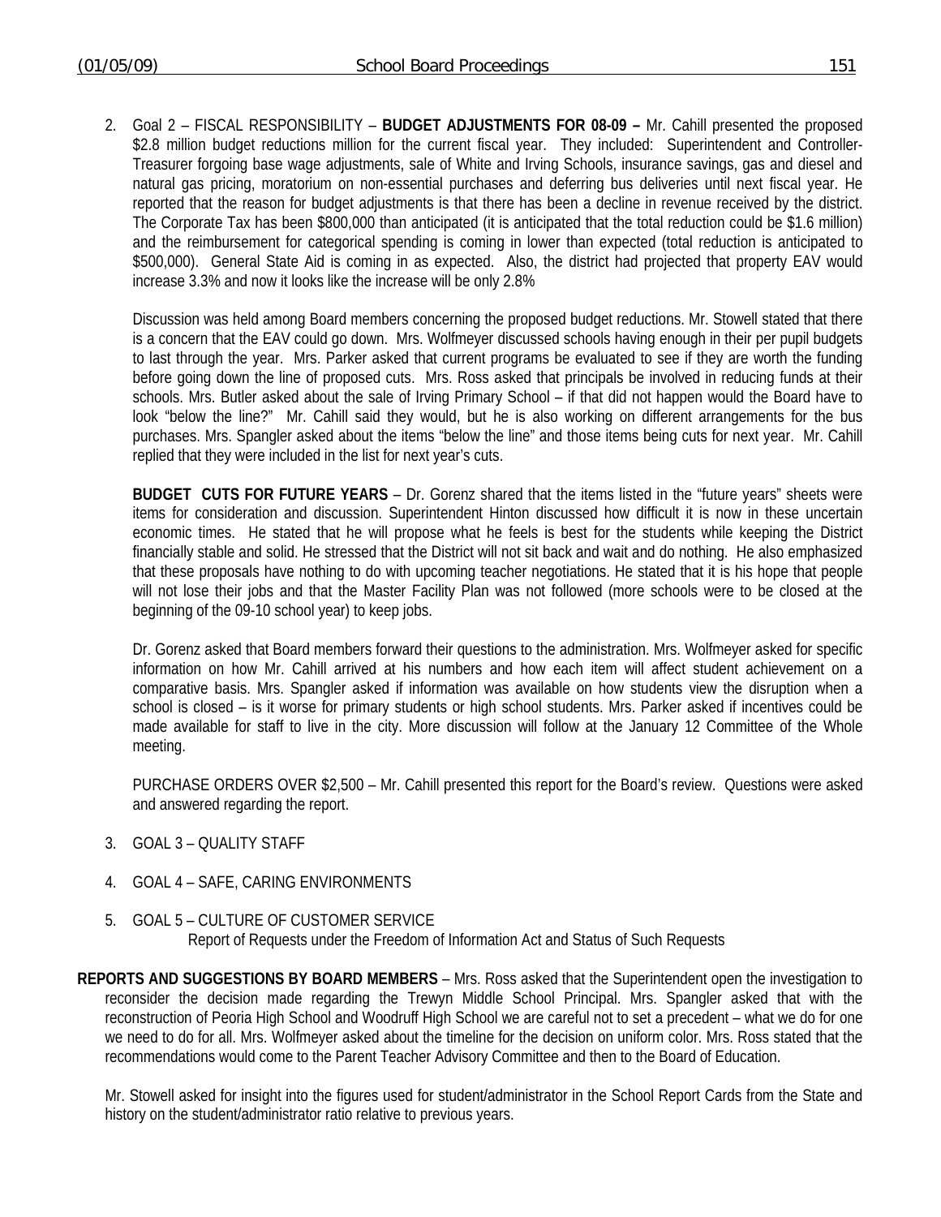2. Goal 2 – FISCAL RESPONSIBILITY – **BUDGET ADJUSTMENTS FOR 08-09 –** Mr. Cahill presented the proposed $2.8 million budget reductions million for the current fiscal year. They included: Superintendent and Controller-Treasurer forgoing base wage adjustments, sale of White and Irving Schools, insurance savings, gas and diesel and natural gas pricing, moratorium on non-essential purchases and deferring bus deliveries until next fiscal year. He reported that the reason for budget adjustments is that there has been a decline in revenue received by the district. The Corporate Tax has been $800,000 than anticipated (it is anticipated that the total reduction could be $1.6 million) and the reimbursement for categorical spending is coming in lower than expected (total reduction is anticipated to $500,000). General State Aid is coming in as expected. Also, the district had projected that property EAV would increase 3.3% and now it looks like the increase will be only 2.8%

   Discussion was held among Board members concerning the proposed budget reductions. Mr. Stowell stated that there is a concern that the EAV could go down. Mrs. Wolfmeyer discussed schools having enough in their per pupil budgets to last through the year. Mrs. Parker asked that current programs be evaluated to see if they are worth the funding before going down the line of proposed cuts. Mrs. Ross asked that principals be involved in reducing funds at their schools. Mrs. Butler asked about the sale of Irving Primary School – if that did not happen would the Board have to look "below the line?" Mr. Cahill said they would, but he is also working on different arrangements for the bus purchases. Mrs. Spangler asked about the items "below the line" and those items being cuts for next year. Mr. Cahill replied that they were included in the list for next year's cuts.

   **BUDGET CUTS FOR FUTURE YEARS** – Dr. Gorenz shared that the items listed in the "future years" sheets were items for consideration and discussion. Superintendent Hinton discussed how difficult it is now in these uncertain economic times. He stated that he will propose what he feels is best for the students while keeping the District financially stable and solid. He stressed that the District will not sit back and wait and do nothing. He also emphasized that these proposals have nothing to do with upcoming teacher negotiations. He stated that it is his hope that people will not lose their jobs and that the Master Facility Plan was not followed (more schools were to be closed at the beginning of the 09-10 school year) to keep jobs.

   Dr. Gorenz asked that Board members forward their questions to the administration. Mrs. Wolfmeyer asked for specific information on how Mr. Cahill arrived at his numbers and how each item will affect student achievement on a comparative basis. Mrs. Spangler asked if information was available on how students view the disruption when a school is closed – is it worse for primary students or high school students. Mrs. Parker asked if incentives could be made available for staff to live in the city. More discussion will follow at the January 12 Committee of the Whole meeting.

   PURCHASE ORDERS OVER $2,500 – Mr. Cahill presented this report for the Board's review. Questions were asked and answered regarding the report.

3. GOAL 3 – QUALITY STAFF

4. GOAL 4 – SAFE, CARING ENVIRONMENTS

5. GOAL 5 – CULTURE OF CUSTOMER SERVICE
   Report of Requests under the Freedom of Information Act and Status of Such Requests

**REPORTS AND SUGGESTIONS BY BOARD MEMBERS** – Mrs. Ross asked that the Superintendent open the investigation to reconsider the decision made regarding the Trewyn Middle School Principal. Mrs. Spangler asked that with the reconstruction of Peoria High School and Woodruff High School we are careful not to set a precedent – what we do for one we need to do for all. Mrs. Wolfmeyer asked about the timeline for the decision on uniform color. Mrs. Ross stated that the recommendations would come to the Parent Teacher Advisory Committee and then to the Board of Education.

Mr. Stowell asked for insight into the figures used for student/administrator in the School Report Cards from the State and history on the student/administrator ratio relative to previous years.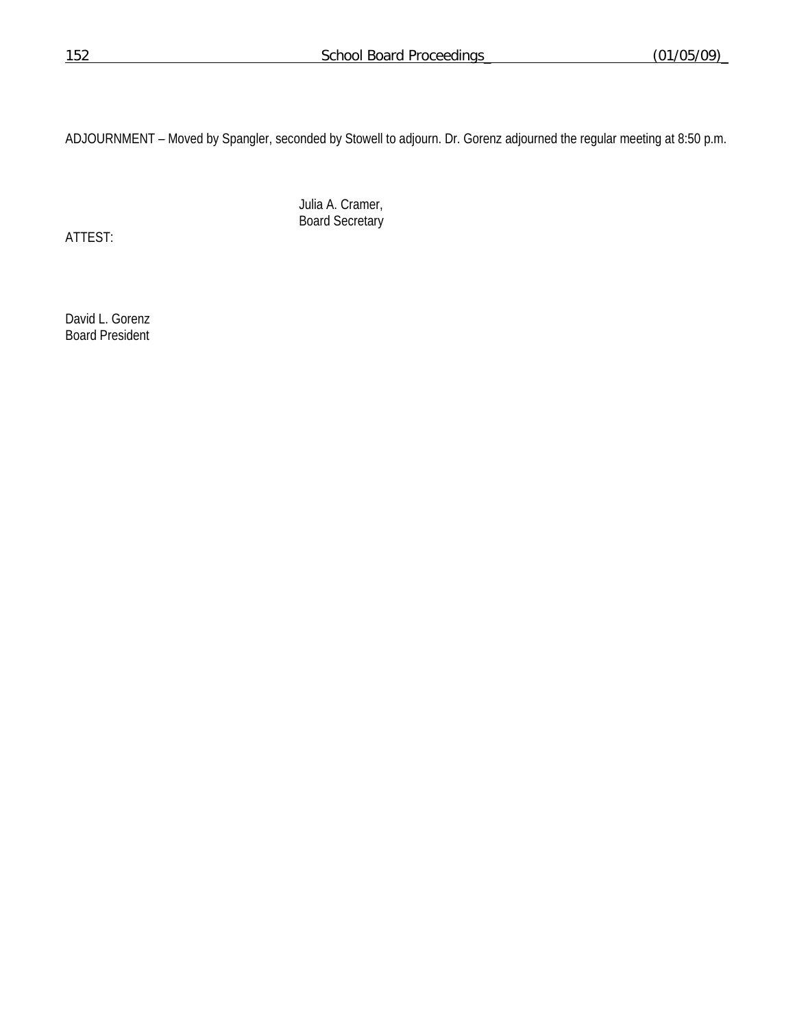ADJOURNMENT – Moved by Spangler, seconded by Stowell to adjourn. Dr. Gorenz adjourned the regular meeting at 8:50 p.m.

Julia A. Cramer,
Board Secretary

ATTEST:

David L. Gorenz
Board President